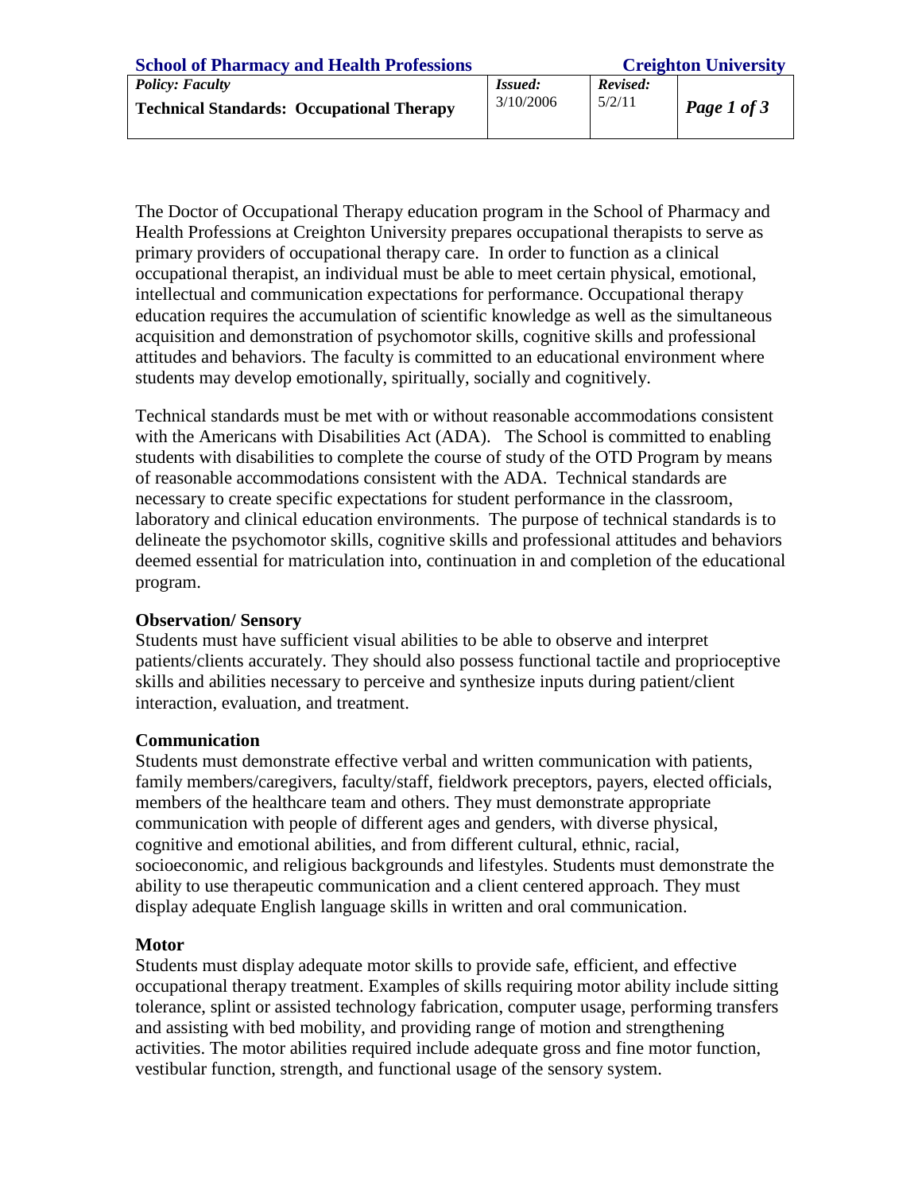| School of Pharmacy and Health Professions | | | Creighton University |
| --- | --- | --- | --- |
| *Policy: Faculty*<br>**Technical Standards: Occupational Therapy** | ***Issued:***<br>3/10/2006 | ***Revised:***<br>5/2/11 | ***Page 1 of 3*** |

The Doctor of Occupational Therapy education program in the School of Pharmacy and Health Professions at Creighton University prepares occupational therapists to serve as primary providers of occupational therapy care. In order to function as a clinical occupational therapist, an individual must be able to meet certain physical, emotional, intellectual and communication expectations for performance. Occupational therapy education requires the accumulation of scientific knowledge as well as the simultaneous acquisition and demonstration of psychomotor skills, cognitive skills and professional attitudes and behaviors. The faculty is committed to an educational environment where students may develop emotionally, spiritually, socially and cognitively.

Technical standards must be met with or without reasonable accommodations consistent with the Americans with Disabilities Act (ADA). The School is committed to enabling students with disabilities to complete the course of study of the OTD Program by means of reasonable accommodations consistent with the ADA. Technical standards are necessary to create specific expectations for student performance in the classroom, laboratory and clinical education environments. The purpose of technical standards is to delineate the psychomotor skills, cognitive skills and professional attitudes and behaviors deemed essential for matriculation into, continuation in and completion of the educational program.

**Observation/ Sensory**

Students must have sufficient visual abilities to be able to observe and interpret patients/clients accurately. They should also possess functional tactile and proprioceptive skills and abilities necessary to perceive and synthesize inputs during patient/client interaction, evaluation, and treatment.

**Communication**

Students must demonstrate effective verbal and written communication with patients, family members/caregivers, faculty/staff, fieldwork preceptors, payers, elected officials, members of the healthcare team and others. They must demonstrate appropriate communication with people of different ages and genders, with diverse physical, cognitive and emotional abilities, and from different cultural, ethnic, racial, socioeconomic, and religious backgrounds and lifestyles. Students must demonstrate the ability to use therapeutic communication and a client centered approach. They must display adequate English language skills in written and oral communication.

**Motor**

Students must display adequate motor skills to provide safe, efficient, and effective occupational therapy treatment. Examples of skills requiring motor ability include sitting tolerance, splint or assisted technology fabrication, computer usage, performing transfers and assisting with bed mobility, and providing range of motion and strengthening activities. The motor abilities required include adequate gross and fine motor function, vestibular function, strength, and functional usage of the sensory system.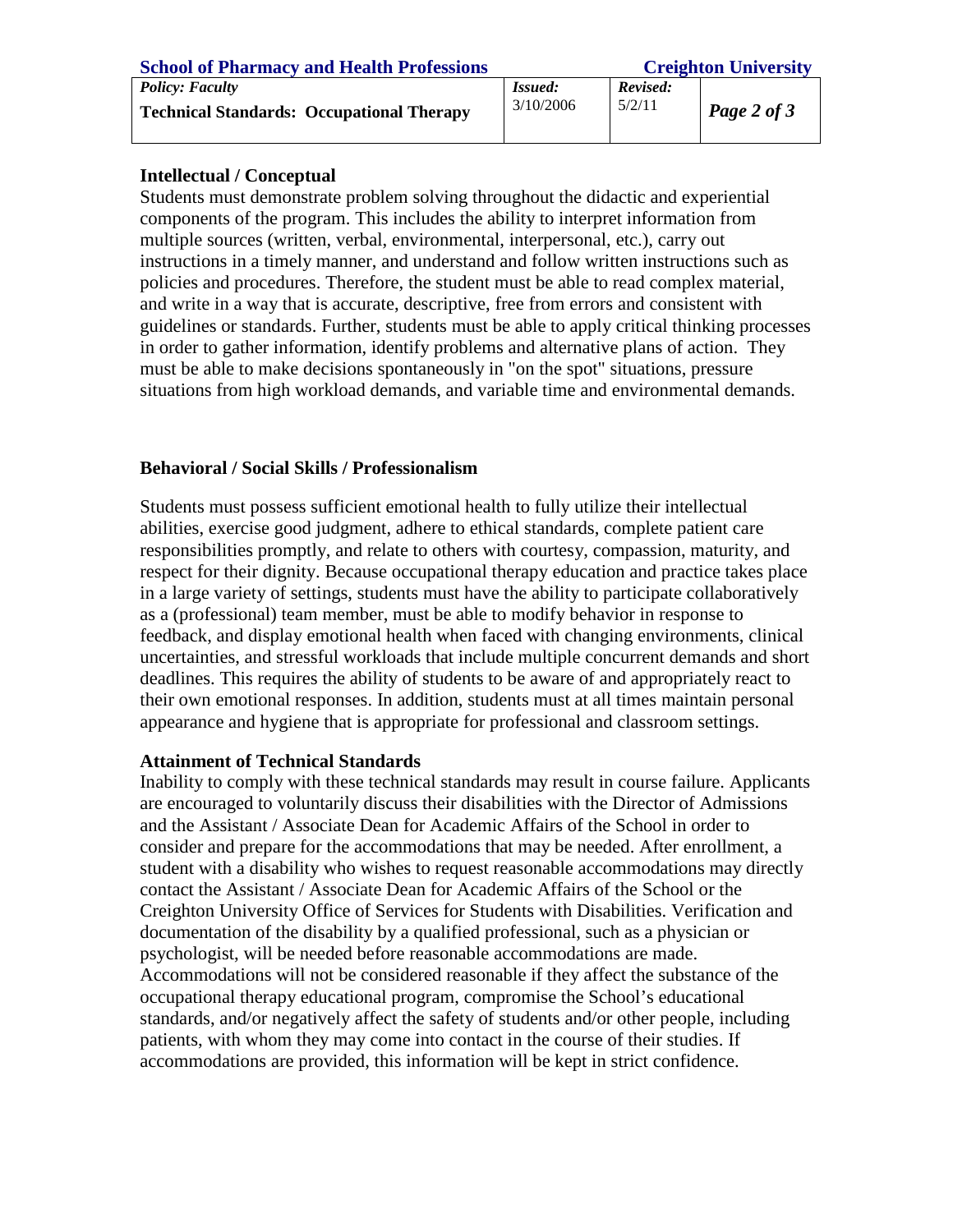## Intellectual / Conceptual

Students must demonstrate problem solving throughout the didactic and experiential components of the program. This includes the ability to interpret information from multiple sources (written, verbal, environmental, interpersonal, etc.), carry out instructions in a timely manner, and understand and follow written instructions such as policies and procedures. Therefore, the student must be able to read complex material, and write in a way that is accurate, descriptive, free from errors and consistent with guidelines or standards. Further, students must be able to apply critical thinking processes in order to gather information, identify problems and alternative plans of action. They must be able to make decisions spontaneously in "on the spot" situations, pressure situations from high workload demands, and variable time and environmental demands.

## Behavioral / Social Skills / Professionalism

Students must possess sufficient emotional health to fully utilize their intellectual abilities, exercise good judgment, adhere to ethical standards, complete patient care responsibilities promptly, and relate to others with courtesy, compassion, maturity, and respect for their dignity. Because occupational therapy education and practice takes place in a large variety of settings, students must have the ability to participate collaboratively as a (professional) team member, must be able to modify behavior in response to feedback, and display emotional health when faced with changing environments, clinical uncertainties, and stressful workloads that include multiple concurrent demands and short deadlines. This requires the ability of students to be aware of and appropriately react to their own emotional responses. In addition, students must at all times maintain personal appearance and hygiene that is appropriate for professional and classroom settings.

## Attainment of Technical Standards

Inability to comply with these technical standards may result in course failure. Applicants are encouraged to voluntarily discuss their disabilities with the Director of Admissions and the Assistant / Associate Dean for Academic Affairs of the School in order to consider and prepare for the accommodations that may be needed. After enrollment, a student with a disability who wishes to request reasonable accommodations may directly contact the Assistant / Associate Dean for Academic Affairs of the School or the Creighton University Office of Services for Students with Disabilities. Verification and documentation of the disability by a qualified professional, such as a physician or psychologist, will be needed before reasonable accommodations are made. Accommodations will not be considered reasonable if they affect the substance of the occupational therapy educational program, compromise the School's educational standards, and/or negatively affect the safety of students and/or other people, including patients, with whom they may come into contact in the course of their studies. If accommodations are provided, this information will be kept in strict confidence.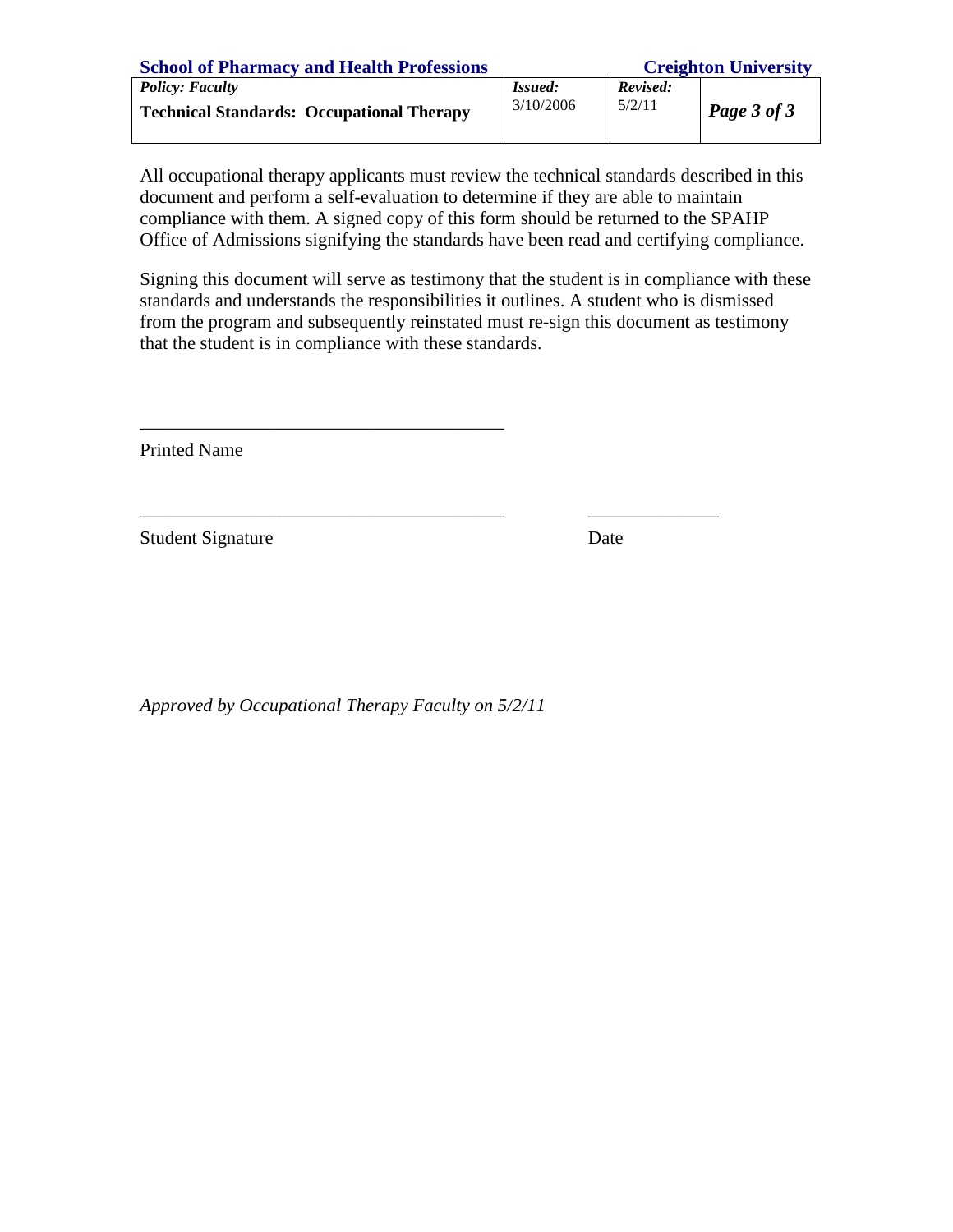All occupational therapy applicants must review the technical standards described in this document and perform a self-evaluation to determine if they are able to maintain compliance with them. A signed copy of this form should be returned to the SPAHP Office of Admissions signifying the standards have been read and certifying compliance.

Signing this document will serve as testimony that the student is in compliance with these standards and understands the responsibilities it outlines. A student who is dismissed from the program and subsequently reinstated must re-sign this document as testimony that the student is in compliance with these standards.

\_\_\_\_\_\_\_\_\_\_\_\_\_\_\_\_\_\_\_\_\_\_\_\_\_\_\_\_\_\_\_\_\_\_\_\_\_\_\_\_

Printed Name

\_\_\_\_\_\_\_\_\_\_\_\_\_\_\_\_\_\_\_\_\_\_\_\_\_\_\_\_\_\_\_\_\_\_\_\_\_\_\_\_ \_\_\_\_\_\_\_\_\_\_\_\_\_\_

Student Signature Date

*Approved by Occupational Therapy Faculty on 5/2/11*